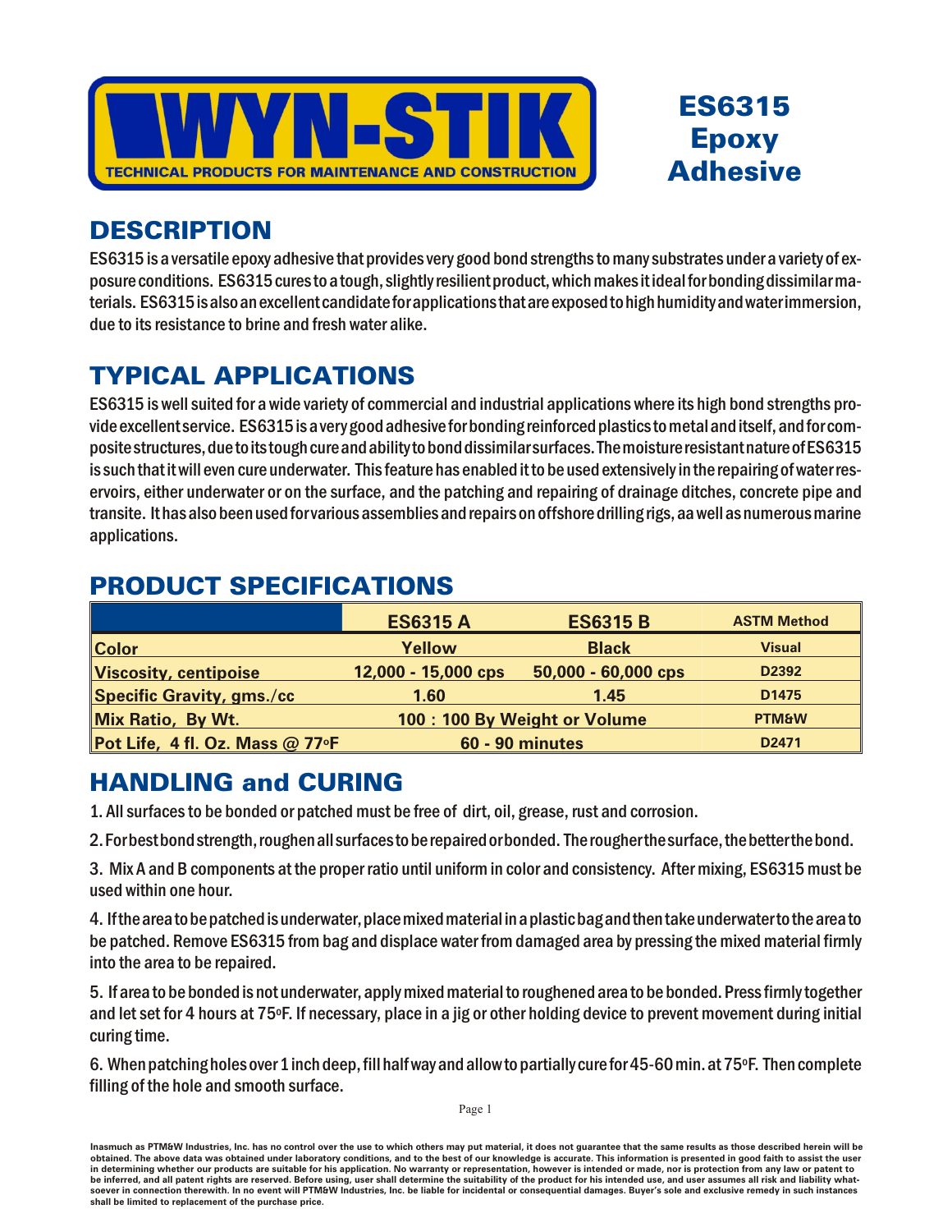WYN-STIK

TECHNICAL PRODUCTS FOR MAINTENANCE AND CONSTRUCTION

# ES6315 Epoxy Adhesive

## DESCRIPTION

ES6315 is a versatile epoxy adhesive that provides very good bond strengths to many substrates under a variety of exposure conditions. ES6315 cures to a tough, slightly resilient product, which makes it ideal for bonding dissimilar materials. ES6315 is also an excellent candidate for applications that are exposed to high humidity and water immersion, due to its resistance to brine and fresh water alike.

## TYPICAL APPLICATIONS

ES6315 is well suited for a wide variety of commercial and industrial applications where its high bond strengths provide excellent service. ES6315 is a very good adhesive for bonding reinforced plastics to metal and itself, and for composite structures, due to its tough cure and ability to bond dissimilar surfaces. The moisture resistant nature of ES6315 is such that it will even cure underwater. This feature has enabled it to be used extensively in the repairing of water reservoirs, either underwater or on the surface, and the patching and repairing of drainage ditches, concrete pipe and transite. It has also been used for various assemblies and repairs on offshore drilling rigs, aa well as numerous marine applications.

## PRODUCT SPECIFICATIONS

| | ES6315 A | ES6315 B | ASTM Method |
|---|---|---|---|
| Color | Yellow | Black | Visual |
| Viscosity, centipoise | 12,000 - 15,000 cps | 50,000 - 60,000 cps | D2392 |
| Specific Gravity, gms./cc | 1.60 | 1.45 | D1475 |
| Mix Ratio, By Wt. | 100 : 100 By Weight or Volume | | PTM&W |
| Pot Life, 4 fl. Oz. Mass @ 77°F | 60 - 90 minutes | | D2471 |

## HANDLING and CURING

1. All surfaces to be bonded or patched must be free of dirt, oil, grease, rust and corrosion.

2. For best bond strength, roughen all surfaces to be repaired or bonded. The rougher the surface, the better the bond.

3. Mix A and B components at the proper ratio until uniform in color and consistency. After mixing, ES6315 must be used within one hour.

4. If the area to be patched is underwater, place mixed material in a plastic bag and then take underwater to the area to be patched. Remove ES6315 from bag and displace water from damaged area by pressing the mixed material firmly into the area to be repaired.

5. If area to be bonded is not underwater, apply mixed material to roughened area to be bonded. Press firmly together and let set for 4 hours at 75°F. If necessary, place in a jig or other holding device to prevent movement during initial curing time.

6. When patching holes over 1 inch deep, fill half way and allow to partially cure for 45-60 min. at 75°F. Then complete filling of the hole and smooth surface.

**Inasmuch as PTM&W Industries, Inc. has no control over the use to which others may put material, it does not guarantee that the same results as those described herein will be obtained. The above data was obtained under laboratory conditions, and to the best of our knowledge is accurate. This information is presented in good faith to assist the user in determining whether our products are suitable for his application. No warranty or representation, however is intended or made, nor is protection from any law or patent to be inferred, and all patent rights are reserved. Before using, user shall determine the suitability of the product for his intended use, and user assumes all risk and liability whatsoever in connection therewith. In no event will PTM&W Industries, Inc. be liable for incidental or consequential damages. Buyer's sole and exclusive remedy in such instances shall be limited to replacement of the purchase price.**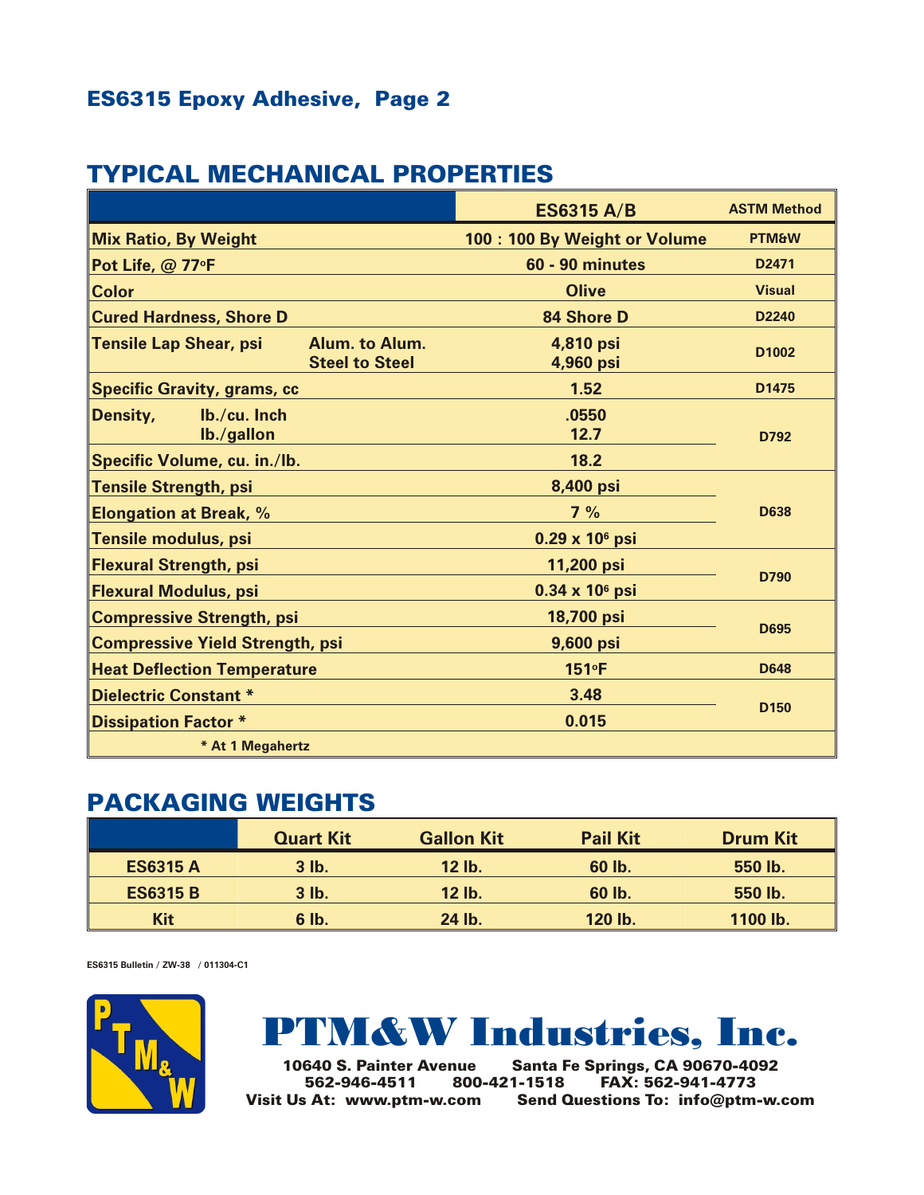## ES6315 Epoxy Adhesive, Page 2

## TYPICAL MECHANICAL PROPERTIES

| | | ES6315 A/B | ASTM Method |
|---|---|---|---|
| **Mix Ratio, By Weight** | | 100 : 100 By Weight or Volume | PTM&W |
| **Pot Life, @ 77°F** | | 60 - 90 minutes | D2471 |
| **Color** | | Olive | Visual |
| **Cured Hardness, Shore D** | | 84 Shore D | D2240 |
| **Tensile Lap Shear, psi** | Alum. to Alum. | 4,810 psi | D1002 |
| | Steel to Steel | 4,960 psi | D1002 |
| **Specific Gravity, grams, cc** | | 1.52 | D1475 |
| **Density,** | lb./cu. Inch | .0550 | D792 |
| | lb./gallon | 12.7 | D792 |
| **Specific Volume, cu. in./lb.** | | 18.2 | D792 |
| **Tensile Strength, psi** | | 8,400 psi | D638 |
| **Elongation at Break, %** | | 7 % | D638 |
| **Tensile modulus, psi** | | $0.29 \times 10^6$ psi | D638 |
| **Flexural Strength, psi** | | 11,200 psi | D790 |
| **Flexural Modulus, psi** | | $0.34 \times 10^6$ psi | D790 |
| **Compressive Strength, psi** | | 18,700 psi | D695 |
| **Compressive Yield Strength, psi** | | 9,600 psi | D695 |
| **Heat Deflection Temperature** | | 151°F | D648 |
| **Dielectric Constant *** | | 3.48 | D150 |
| **Dissipation Factor *** | | 0.015 | D150 |

\* At 1 Megahertz

## PACKAGING WEIGHTS

| | Quart Kit | Gallon Kit | Pail Kit | Drum Kit |
|---|---|---|---|---|
| **ES6315 A** | 3 lb. | 12 lb. | 60 lb. | 550 lb. |
| **ES6315 B** | 3 lb. | 12 lb. | 60 lb. | 550 lb. |
| **Kit** | 6 lb. | 24 lb. | 120 lb. | 1100 lb. |

ES6315 Bulletin / ZW-38 / 011304-C1

# PTM&W Industries, Inc.

10640 S. Painter Avenue Santa Fe Springs, CA 90670-4092
562-946-4511 800-421-1518 FAX: 562-941-4773
Visit Us At: www.ptm-w.com Send Questions To: info@ptm-w.com